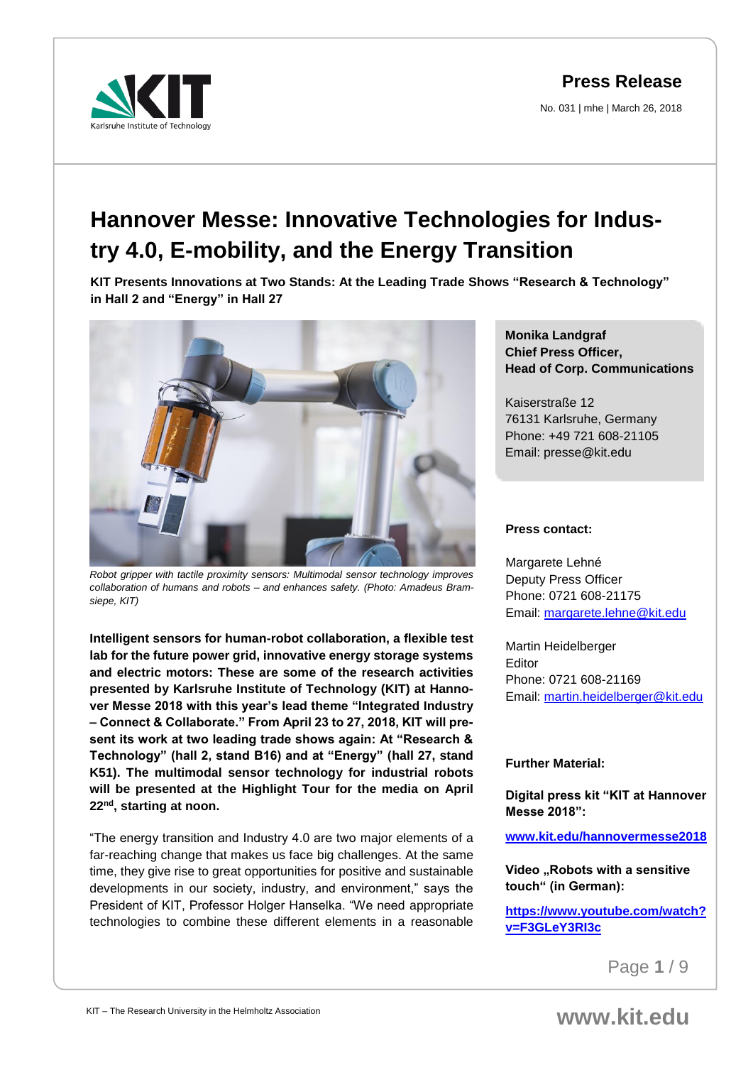**Press Release**

No. 031 | mhe | March 26, 2018

# Hannover Messe: Innovative Technologies for Industry 4.0, E-mobility, and the Energy Transition

**KIT Presents Innovations at Two Stands: At the Leading Trade Shows "Research & Technology" in Hall 2 and "Energy" in Hall 27**

*Robot gripper with tactile proximity sensors: Multimodal sensor technology improves collaboration of humans and robots – and enhances safety. (Photo: Amadeus Bramsiepe, KIT)*

**Intelligent sensors for human-robot collaboration, a flexible test lab for the future power grid, innovative energy storage systems and electric motors: These are some of the research activities presented by Karlsruhe Institute of Technology (KIT) at Hannover Messe 2018 with this year's lead theme "Integrated Industry – Connect & Collaborate." From April 23 to 27, 2018, KIT will present its work at two leading trade shows again: At "Research & Technology" (hall 2, stand B16) and at "Energy" (hall 27, stand K51). The multimodal sensor technology for industrial robots will be presented at the Highlight Tour for the media on April 22nd, starting at noon.**

"The energy transition and Industry 4.0 are two major elements of a far-reaching change that makes us face big challenges. At the same time, they give rise to great opportunities for positive and sustainable developments in our society, industry, and environment," says the President of KIT, Professor Holger Hanselka. "We need appropriate technologies to combine these different elements in a reasonable

**Monika Landgraf**
**Chief Press Officer,**
**Head of Corp. Communications**

Kaiserstraße 12
76131 Karlsruhe, Germany
Phone: +49 721 608-21105
Email: presse@kit.edu

**Press contact:**

Margarete Lehné
Deputy Press Officer
Phone: 0721 608-21175
Email: margarete.lehne@kit.edu

Martin Heidelberger
Editor
Phone: 0721 608-21169
Email: martin.heidelberger@kit.edu

**Further Material:**

**Digital press kit "KIT at Hannover Messe 2018":**

**www.kit.edu/hannovermesse2018**

**Video „Robots with a sensitive touch" (in German):**

**https://www.youtube.com/watch?v=F3GLeY3RI3c**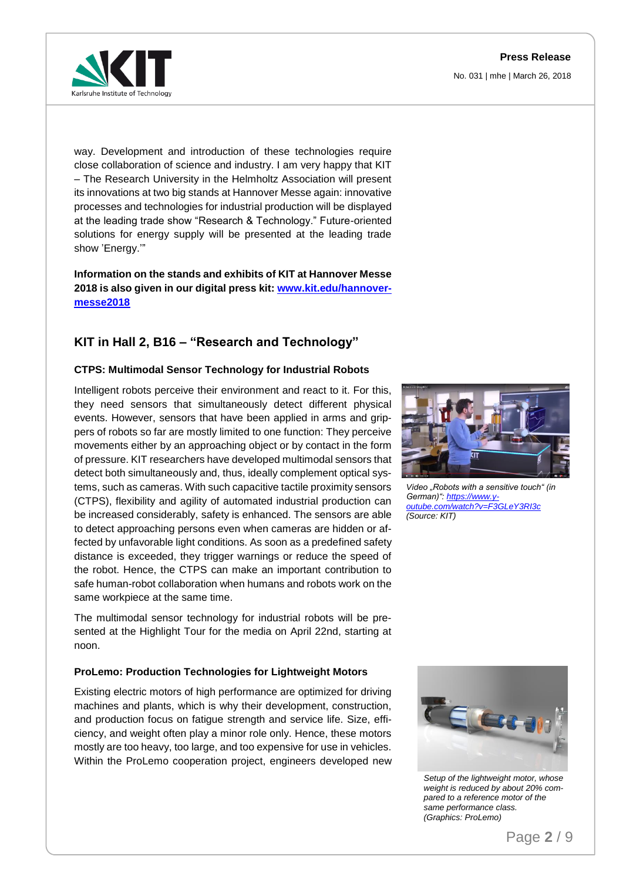way. Development and introduction of these technologies require close collaboration of science and industry. I am very happy that KIT – The Research University in the Helmholtz Association will present its innovations at two big stands at Hannover Messe again: innovative processes and technologies for industrial production will be displayed at the leading trade show "Research & Technology." Future-oriented solutions for energy supply will be presented at the leading trade show 'Energy.'"

**Information on the stands and exhibits of KIT at Hannover Messe 2018 is also given in our digital press kit: [www.kit.edu/hannover-messe2018](www.kit.edu/hannover-messe2018)**

## KIT in Hall 2, B16 – "Research and Technology"

### CTPS: Multimodal Sensor Technology for Industrial Robots

Intelligent robots perceive their environment and react to it. For this, they need sensors that simultaneously detect different physical events. However, sensors that have been applied in arms and grippers of robots so far are mostly limited to one function: They perceive movements either by an approaching object or by contact in the form of pressure. KIT researchers have developed multimodal sensors that detect both simultaneously and, thus, ideally complement optical systems, such as cameras. With such capacitive tactile proximity sensors (CTPS), flexibility and agility of automated industrial production can be increased considerably, safety is enhanced. The sensors are able to detect approaching persons even when cameras are hidden or affected by unfavorable light conditions. As soon as a predefined safety distance is exceeded, they trigger warnings or reduce the speed of the robot. Hence, the CTPS can make an important contribution to safe human-robot collaboration when humans and robots work on the same workpiece at the same time.

*Video „Robots with a sensitive touch" (in German)": [https://www.youtube.com/watch?v=F3GLeY3RI3c](https://www.youtube.com/watch?v=F3GLeY3RI3c) (Source: KIT)*

The multimodal sensor technology for industrial robots will be presented at the Highlight Tour for the media on April 22nd, starting at noon.

### ProLemo: Production Technologies for Lightweight Motors

Existing electric motors of high performance are optimized for driving machines and plants, which is why their development, construction, and production focus on fatigue strength and service life. Size, efficiency, and weight often play a minor role only. Hence, these motors mostly are too heavy, too large, and too expensive for use in vehicles. Within the ProLemo cooperation project, engineers developed new

*Setup of the lightweight motor, whose weight is reduced by about 20% compared to a reference motor of the same performance class. (Graphics: ProLemo)*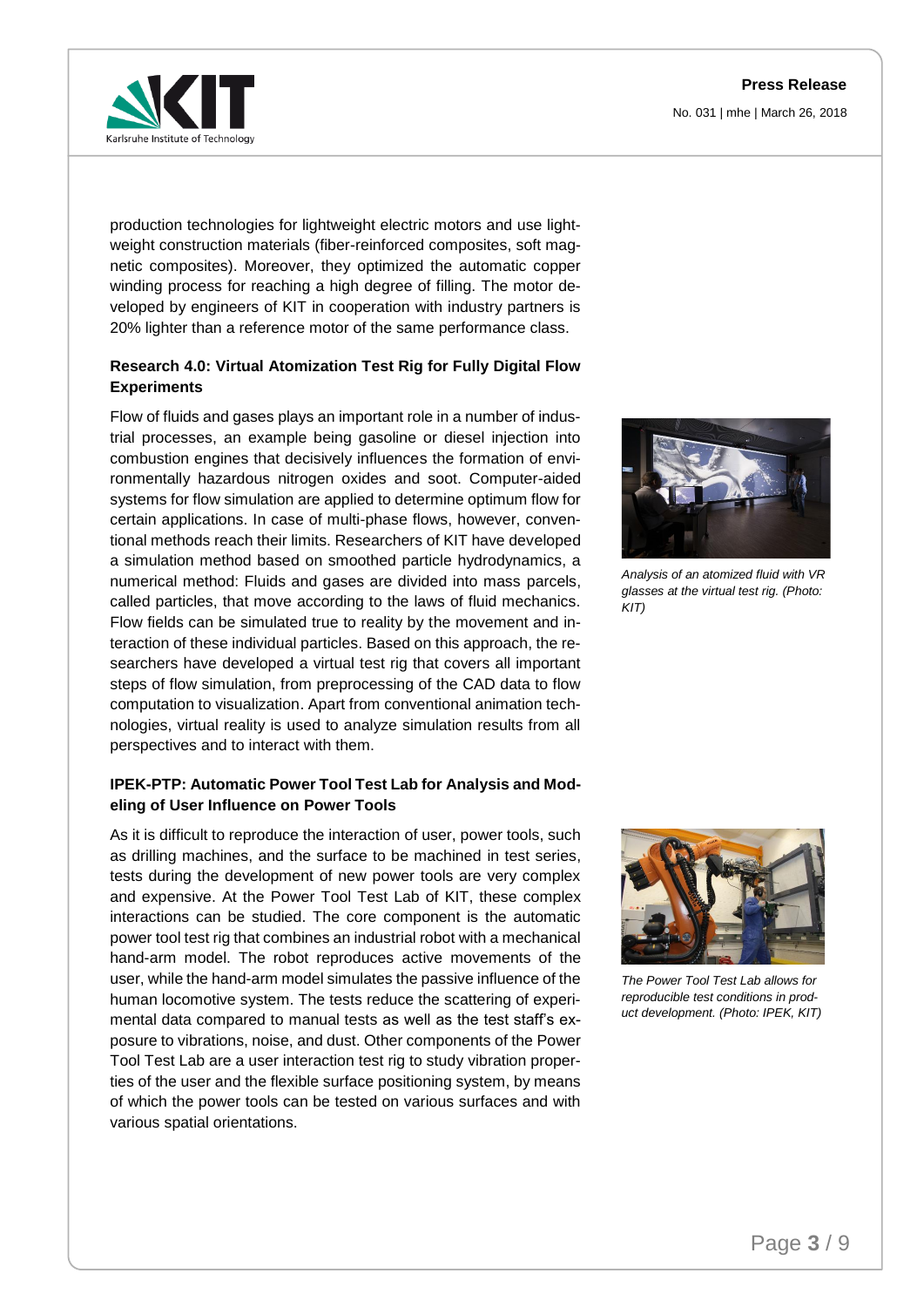production technologies for lightweight electric motors and use lightweight construction materials (fiber-reinforced composites, soft magnetic composites). Moreover, they optimized the automatic copper winding process for reaching a high degree of filling. The motor developed by engineers of KIT in cooperation with industry partners is 20% lighter than a reference motor of the same performance class.

**Research 4.0: Virtual Atomization Test Rig for Fully Digital Flow Experiments**

Flow of fluids and gases plays an important role in a number of industrial processes, an example being gasoline or diesel injection into combustion engines that decisively influences the formation of environmentally hazardous nitrogen oxides and soot. Computer-aided systems for flow simulation are applied to determine optimum flow for certain applications. In case of multi-phase flows, however, conventional methods reach their limits. Researchers of KIT have developed a simulation method based on smoothed particle hydrodynamics, a numerical method: Fluids and gases are divided into mass parcels, called particles, that move according to the laws of fluid mechanics. Flow fields can be simulated true to reality by the movement and interaction of these individual particles. Based on this approach, the researchers have developed a virtual test rig that covers all important steps of flow simulation, from preprocessing of the CAD data to flow computation to visualization. Apart from conventional animation technologies, virtual reality is used to analyze simulation results from all perspectives and to interact with them.

*Analysis of an atomized fluid with VR glasses at the virtual test rig. (Photo: KIT)*

**IPEK-PTP: Automatic Power Tool Test Lab for Analysis and Modeling of User Influence on Power Tools**

As it is difficult to reproduce the interaction of user, power tools, such as drilling machines, and the surface to be machined in test series, tests during the development of new power tools are very complex and expensive. At the Power Tool Test Lab of KIT, these complex interactions can be studied. The core component is the automatic power tool test rig that combines an industrial robot with a mechanical hand-arm model. The robot reproduces active movements of the user, while the hand-arm model simulates the passive influence of the human locomotive system. The tests reduce the scattering of experimental data compared to manual tests as well as the test staff's exposure to vibrations, noise, and dust. Other components of the Power Tool Test Lab are a user interaction test rig to study vibration properties of the user and the flexible surface positioning system, by means of which the power tools can be tested on various surfaces and with various spatial orientations.

*The Power Tool Test Lab allows for reproducible test conditions in product development. (Photo: IPEK, KIT)*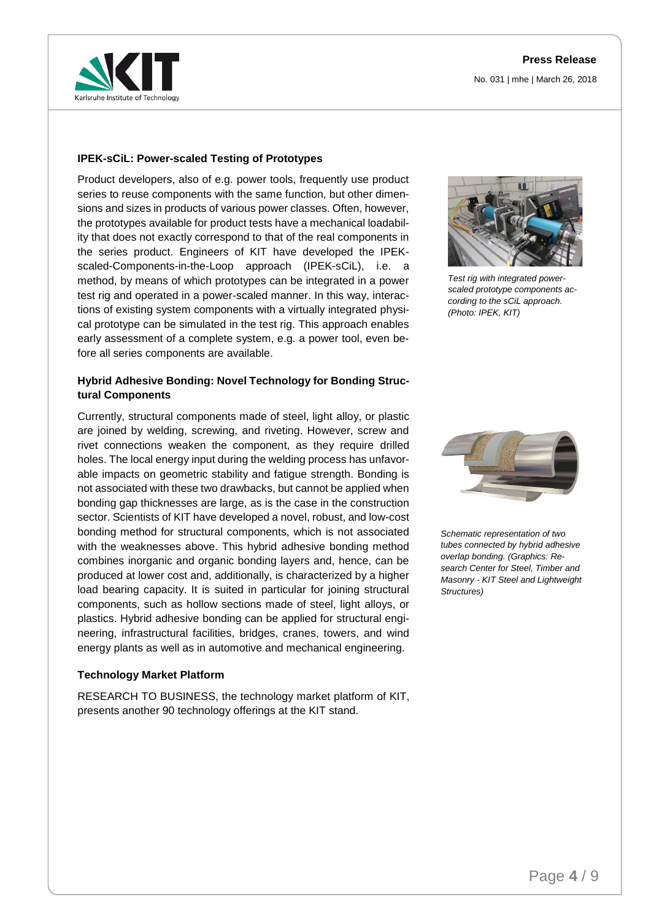### IPEK-sCiL: Power-scaled Testing of Prototypes

Product developers, also of e.g. power tools, frequently use product series to reuse components with the same function, but other dimensions and sizes in products of various power classes. Often, however, the prototypes available for product tests have a mechanical loadability that does not exactly correspond to that of the real components in the series product. Engineers of KIT have developed the IPEK-scaled-Components-in-the-Loop approach (IPEK-sCiL), i.e. a method, by means of which prototypes can be integrated in a power test rig and operated in a power-scaled manner. In this way, interactions of existing system components with a virtually integrated physical prototype can be simulated in the test rig. This approach enables early assessment of a complete system, e.g. a power tool, even before all series components are available.

*Test rig with integrated power-scaled prototype components according to the sCiL approach. (Photo: IPEK, KIT)*

### Hybrid Adhesive Bonding: Novel Technology for Bonding Structural Components

Currently, structural components made of steel, light alloy, or plastic are joined by welding, screwing, and riveting. However, screw and rivet connections weaken the component, as they require drilled holes. The local energy input during the welding process has unfavorable impacts on geometric stability and fatigue strength. Bonding is not associated with these two drawbacks, but cannot be applied when bonding gap thicknesses are large, as is the case in the construction sector. Scientists of KIT have developed a novel, robust, and low-cost bonding method for structural components, which is not associated with the weaknesses above. This hybrid adhesive bonding method combines inorganic and organic bonding layers and, hence, can be produced at lower cost and, additionally, is characterized by a higher load bearing capacity. It is suited in particular for joining structural components, such as hollow sections made of steel, light alloys, or plastics. Hybrid adhesive bonding can be applied for structural engineering, infrastructural facilities, bridges, cranes, towers, and wind energy plants as well as in automotive and mechanical engineering.

*Schematic representation of two tubes connected by hybrid adhesive overlap bonding. (Graphics: Research Center for Steel, Timber and Masonry - KIT Steel and Lightweight Structures)*

### Technology Market Platform

RESEARCH TO BUSINESS, the technology market platform of KIT, presents another 90 technology offerings at the KIT stand.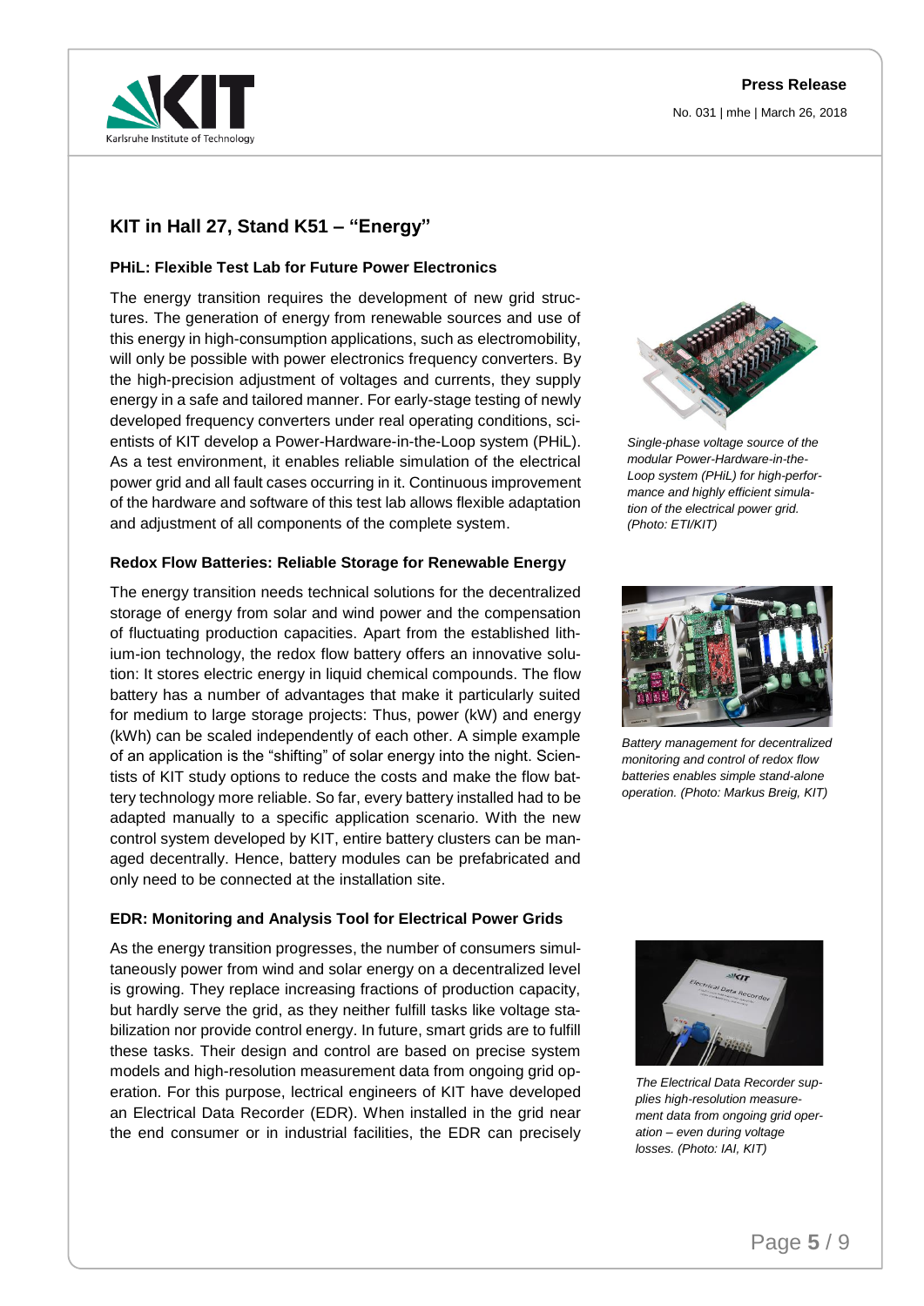## KIT in Hall 27, Stand K51 – "Energy"

### PHiL: Flexible Test Lab for Future Power Electronics

The energy transition requires the development of new grid structures. The generation of energy from renewable sources and use of this energy in high-consumption applications, such as electromobility, will only be possible with power electronics frequency converters. By the high-precision adjustment of voltages and currents, they supply energy in a safe and tailored manner. For early-stage testing of newly developed frequency converters under real operating conditions, scientists of KIT develop a Power-Hardware-in-the-Loop system (PHiL). As a test environment, it enables reliable simulation of the electrical power grid and all fault cases occurring in it. Continuous improvement of the hardware and software of this test lab allows flexible adaptation and adjustment of all components of the complete system.

*Single-phase voltage source of the modular Power-Hardware-in-the-Loop system (PHiL) for high-performance and highly efficient simulation of the electrical power grid. (Photo: ETI/KIT)*

### Redox Flow Batteries: Reliable Storage for Renewable Energy

The energy transition needs technical solutions for the decentralized storage of energy from solar and wind power and the compensation of fluctuating production capacities. Apart from the established lithium-ion technology, the redox flow battery offers an innovative solution: It stores electric energy in liquid chemical compounds. The flow battery has a number of advantages that make it particularly suited for medium to large storage projects: Thus, power (kW) and energy (kWh) can be scaled independently of each other. A simple example of an application is the "shifting" of solar energy into the night. Scientists of KIT study options to reduce the costs and make the flow battery technology more reliable. So far, every battery installed had to be adapted manually to a specific application scenario. With the new control system developed by KIT, entire battery clusters can be managed decentrally. Hence, battery modules can be prefabricated and only need to be connected at the installation site.

*Battery management for decentralized monitoring and control of redox flow batteries enables simple stand-alone operation. (Photo: Markus Breig, KIT)*

### EDR: Monitoring and Analysis Tool for Electrical Power Grids

As the energy transition progresses, the number of consumers simultaneously power from wind and solar energy on a decentralized level is growing. They replace increasing fractions of production capacity, but hardly serve the grid, as they neither fulfill tasks like voltage stabilization nor provide control energy. In future, smart grids are to fulfill these tasks. Their design and control are based on precise system models and high-resolution measurement data from ongoing grid operation. For this purpose, lectrical engineers of KIT have developed an Electrical Data Recorder (EDR). When installed in the grid near the end consumer or in industrial facilities, the EDR can precisely

*The Electrical Data Recorder supplies high-resolution measurement data from ongoing grid operation – even during voltage losses. (Photo: IAI, KIT)*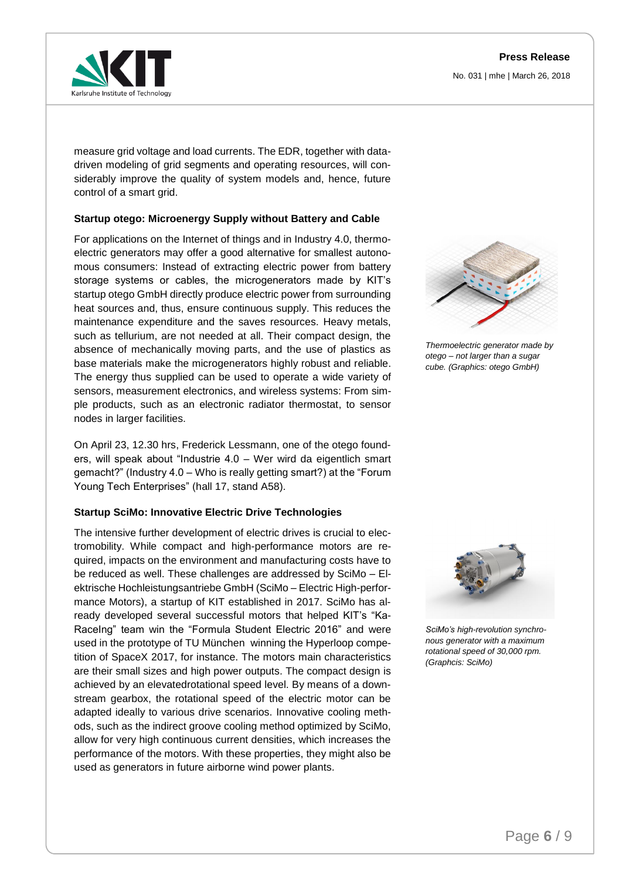measure grid voltage and load currents. The EDR, together with data-driven modeling of grid segments and operating resources, will considerably improve the quality of system models and, hence, future control of a smart grid.

**Startup otego: Microenergy Supply without Battery and Cable**

For applications on the Internet of things and in Industry 4.0, thermoelectric generators may offer a good alternative for smallest autonomous consumers: Instead of extracting electric power from battery storage systems or cables, the microgenerators made by KIT's startup otego GmbH directly produce electric power from surrounding heat sources and, thus, ensure continuous supply. This reduces the maintenance expenditure and the saves resources. Heavy metals, such as tellurium, are not needed at all. Their compact design, the absence of mechanically moving parts, and the use of plastics as base materials make the microgenerators highly robust and reliable. The energy thus supplied can be used to operate a wide variety of sensors, measurement electronics, and wireless systems: From simple products, such as an electronic radiator thermostat, to sensor nodes in larger facilities.

*Thermoelectric generator made by otego – not larger than a sugar cube. (Graphics: otego GmbH)*

On April 23, 12.30 hrs, Frederick Lessmann, one of the otego founders, will speak about "Industrie 4.0 – Wer wird da eigentlich smart gemacht?" (Industry 4.0 – Who is really getting smart?) at the "Forum Young Tech Enterprises" (hall 17, stand A58).

**Startup SciMo: Innovative Electric Drive Technologies**

The intensive further development of electric drives is crucial to electromobility. While compact and high-performance motors are required, impacts on the environment and manufacturing costs have to be reduced as well. These challenges are addressed by SciMo – Elektrische Hochleistungsantriebe GmbH (SciMo – Electric High-performance Motors), a startup of KIT established in 2017. SciMo has already developed several successful motors that helped KIT's "KaRaceIng" team win the "Formula Student Electric 2016" and were used in the prototype of TU München winning the Hyperloop competition of SpaceX 2017, for instance. The motors main characteristics are their small sizes and high power outputs. The compact design is achieved by an elevatedrotational speed level. By means of a downstream gearbox, the rotational speed of the electric motor can be adapted ideally to various drive scenarios. Innovative cooling methods, such as the indirect groove cooling method optimized by SciMo, allow for very high continuous current densities, which increases the performance of the motors. With these properties, they might also be used as generators in future airborne wind power plants.

*SciMo's high-revolution synchronous generator with a maximum rotational speed of 30,000 rpm. (Graphcis: SciMo)*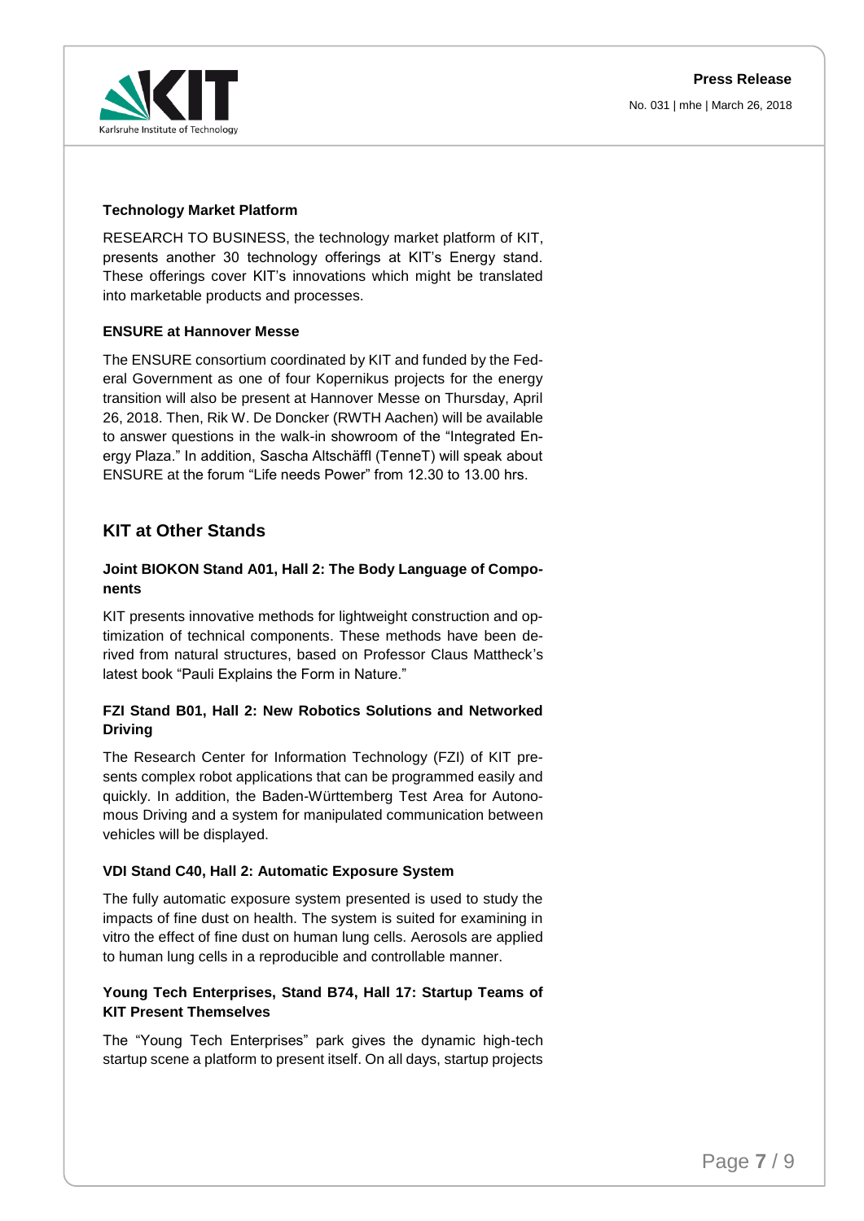### Technology Market Platform

RESEARCH TO BUSINESS, the technology market platform of KIT, presents another 30 technology offerings at KIT's Energy stand. These offerings cover KIT's innovations which might be translated into marketable products and processes.

### ENSURE at Hannover Messe

The ENSURE consortium coordinated by KIT and funded by the Federal Government as one of four Kopernikus projects for the energy transition will also be present at Hannover Messe on Thursday, April 26, 2018. Then, Rik W. De Doncker (RWTH Aachen) will be available to answer questions in the walk-in showroom of the "Integrated Energy Plaza." In addition, Sascha Altschäffl (TenneT) will speak about ENSURE at the forum "Life needs Power" from 12.30 to 13.00 hrs.

## KIT at Other Stands

### Joint BIOKON Stand A01, Hall 2: The Body Language of Components

KIT presents innovative methods for lightweight construction and optimization of technical components. These methods have been derived from natural structures, based on Professor Claus Mattheck's latest book "Pauli Explains the Form in Nature."

### FZI Stand B01, Hall 2: New Robotics Solutions and Networked Driving

The Research Center for Information Technology (FZI) of KIT presents complex robot applications that can be programmed easily and quickly. In addition, the Baden-Württemberg Test Area for Autonomous Driving and a system for manipulated communication between vehicles will be displayed.

### VDI Stand C40, Hall 2: Automatic Exposure System

The fully automatic exposure system presented is used to study the impacts of fine dust on health. The system is suited for examining in vitro the effect of fine dust on human lung cells. Aerosols are applied to human lung cells in a reproducible and controllable manner.

### Young Tech Enterprises, Stand B74, Hall 17: Startup Teams of KIT Present Themselves

The "Young Tech Enterprises" park gives the dynamic high-tech startup scene a platform to present itself. On all days, startup projects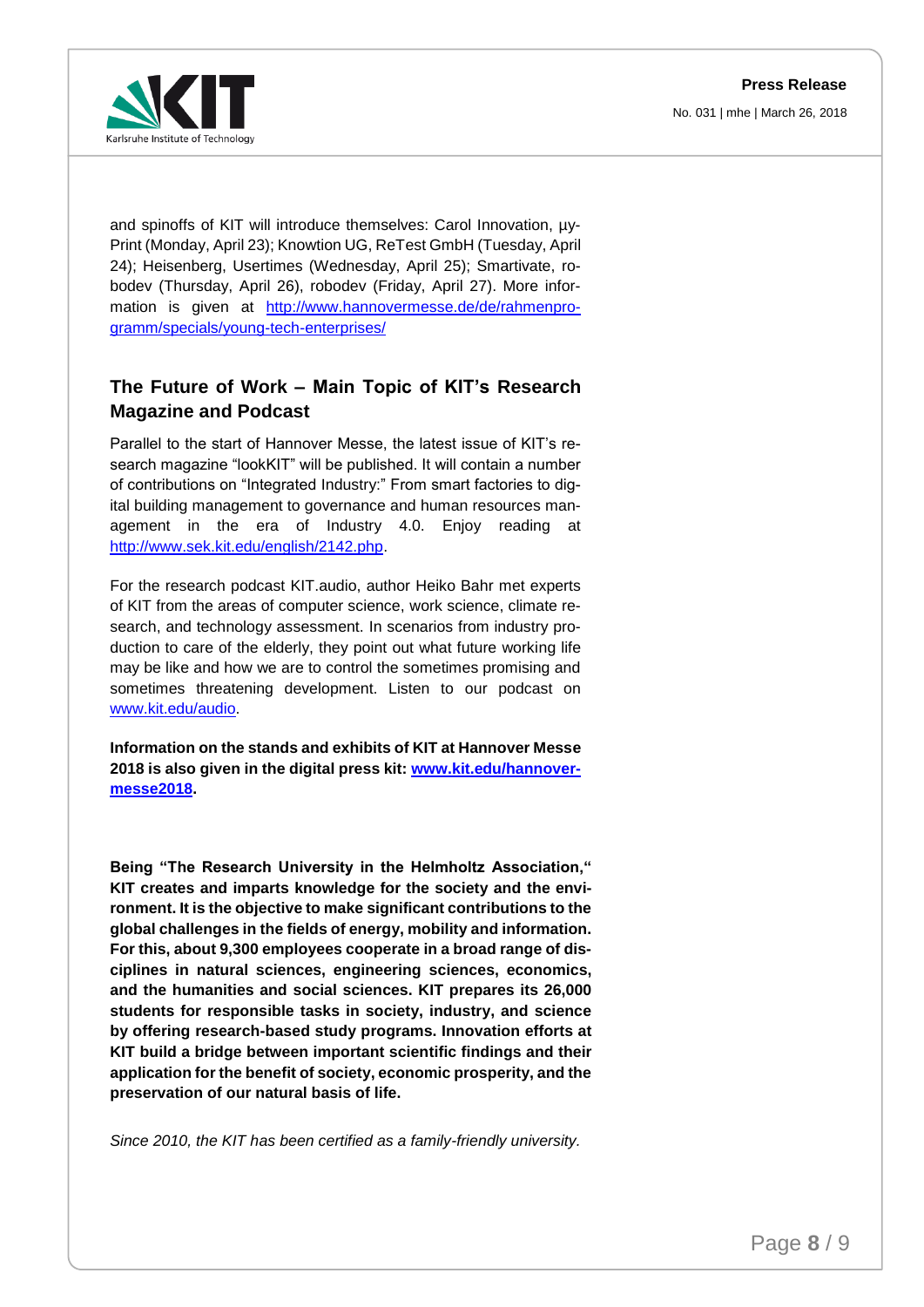and spinoffs of KIT will introduce themselves: Carol Innovation, µy-Print (Monday, April 23); Knowtion UG, ReTest GmbH (Tuesday, April 24); Heisenberg, Usertimes (Wednesday, April 25); Smartivate, robodev (Thursday, April 26), robodev (Friday, April 27). More information is given at http://www.hannovermesse.de/de/rahmenprogramm/specials/young-tech-enterprises/

## The Future of Work – Main Topic of KIT's Research Magazine and Podcast

Parallel to the start of Hannover Messe, the latest issue of KIT's research magazine "lookKIT" will be published. It will contain a number of contributions on "Integrated Industry:" From smart factories to digital building management to governance and human resources management in the era of Industry 4.0. Enjoy reading at http://www.sek.kit.edu/english/2142.php.

For the research podcast KIT.audio, author Heiko Bahr met experts of KIT from the areas of computer science, work science, climate research, and technology assessment. In scenarios from industry production to care of the elderly, they point out what future working life may be like and how we are to control the sometimes promising and sometimes threatening development. Listen to our podcast on www.kit.edu/audio.

**Information on the stands and exhibits of KIT at Hannover Messe 2018 is also given in the digital press kit: www.kit.edu/hannover-messe2018.**

**Being "The Research University in the Helmholtz Association," KIT creates and imparts knowledge for the society and the environment. It is the objective to make significant contributions to the global challenges in the fields of energy, mobility and information. For this, about 9,300 employees cooperate in a broad range of disciplines in natural sciences, engineering sciences, economics, and the humanities and social sciences. KIT prepares its 26,000 students for responsible tasks in society, industry, and science by offering research-based study programs. Innovation efforts at KIT build a bridge between important scientific findings and their application for the benefit of society, economic prosperity, and the preservation of our natural basis of life.**

*Since 2010, the KIT has been certified as a family-friendly university.*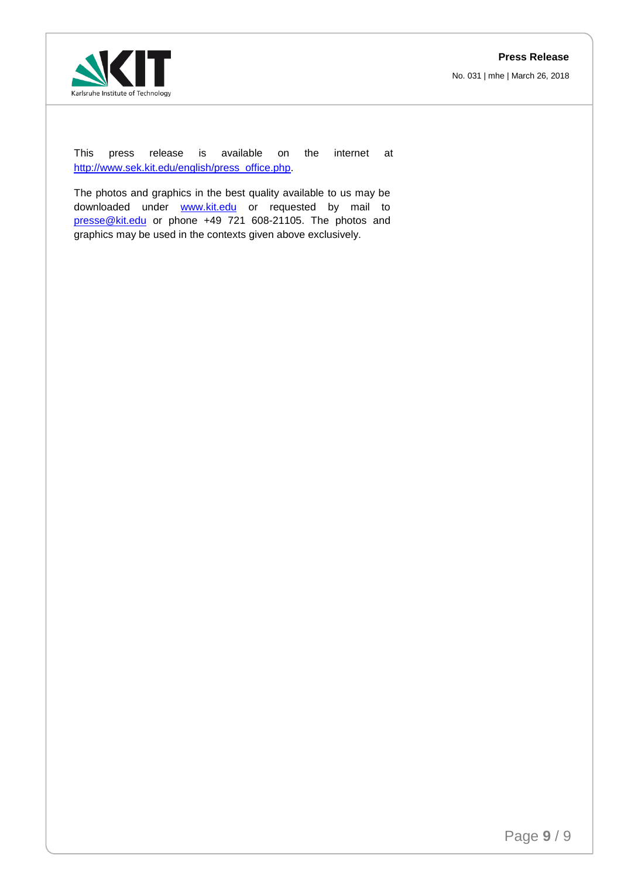This press release is available on the internet at http://www.sek.kit.edu/english/press_office.php.

The photos and graphics in the best quality available to us may be downloaded under www.kit.edu or requested by mail to presse@kit.edu or phone +49 721 608-21105. The photos and graphics may be used in the contexts given above exclusively.